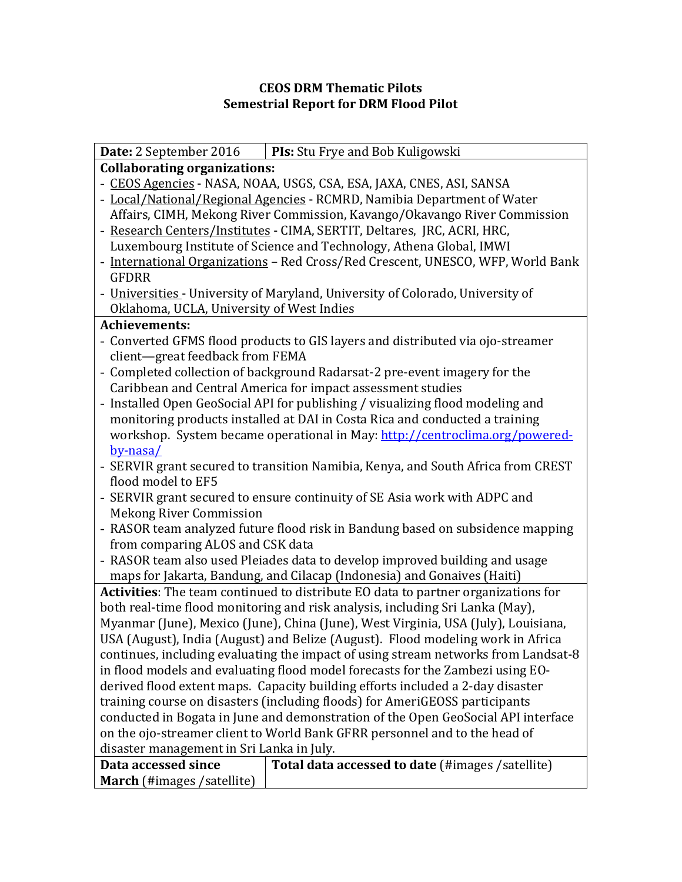**CEOS DRM Thematic Pilots**
**Semestrial Report for DRM Flood Pilot**

| **Date:** 2 September 2016 | **PIs:** Stu Frye and Bob Kuligowski |
|---|---|
| **Collaborating organizations:**<br>- CEOS Agencies - NASA, NOAA, USGS, CSA, ESA, JAXA, CNES, ASI, SANSA<br>- Local/National/Regional Agencies - RCMRD, Namibia Department of Water Affairs, CIMH, Mekong River Commission, Kavango/Okavango River Commission<br>- Research Centers/Institutes - CIMA, SERTIT, Deltares, JRC, ACRI, HRC, Luxembourg Institute of Science and Technology, Athena Global, IMWI<br>- International Organizations – Red Cross/Red Crescent, UNESCO, WFP, World Bank GFDRR<br>- Universities - University of Maryland, University of Colorado, University of Oklahoma, UCLA, University of West Indies | |
| **Achievements:**<br>- Converted GFMS flood products to GIS layers and distributed via ojo-streamer client—great feedback from FEMA<br>- Completed collection of background Radarsat-2 pre-event imagery for the Caribbean and Central America for impact assessment studies<br>- Installed Open GeoSocial API for publishing / visualizing flood modeling and monitoring products installed at DAI in Costa Rica and conducted a training workshop. System became operational in May: [http://centroclima.org/powered-by-nasa/](http://centroclima.org/powered-by-nasa/)<br>- SERVIR grant secured to transition Namibia, Kenya, and South Africa from CREST flood model to EF5<br>- SERVIR grant secured to ensure continuity of SE Asia work with ADPC and Mekong River Commission<br>- RASOR team analyzed future flood risk in Bandung based on subsidence mapping from comparing ALOS and CSK data<br>- RASOR team also used Pleiades data to develop improved building and usage maps for Jakarta, Bandung, and Cilacap (Indonesia) and Gonaives (Haiti) | |
| **Activities**: The team continued to distribute EO data to partner organizations for both real-time flood monitoring and risk analysis, including Sri Lanka (May), Myanmar (June), Mexico (June), China (June), West Virginia, USA (July), Louisiana, USA (August), India (August) and Belize (August). Flood modeling work in Africa continues, including evaluating the impact of using stream networks from Landsat-8 in flood models and evaluating flood model forecasts for the Zambezi using EO-derived flood extent maps. Capacity building efforts included a 2-day disaster training course on disasters (including floods) for AmeriGEOSS participants conducted in Bogata in June and demonstration of the Open GeoSocial API interface on the ojo-streamer client to World Bank GFRR personnel and to the head of disaster management in Sri Lanka in July. | |
| **Data accessed since March** (#images /satellite) | **Total data accessed to date** (#images /satellite) |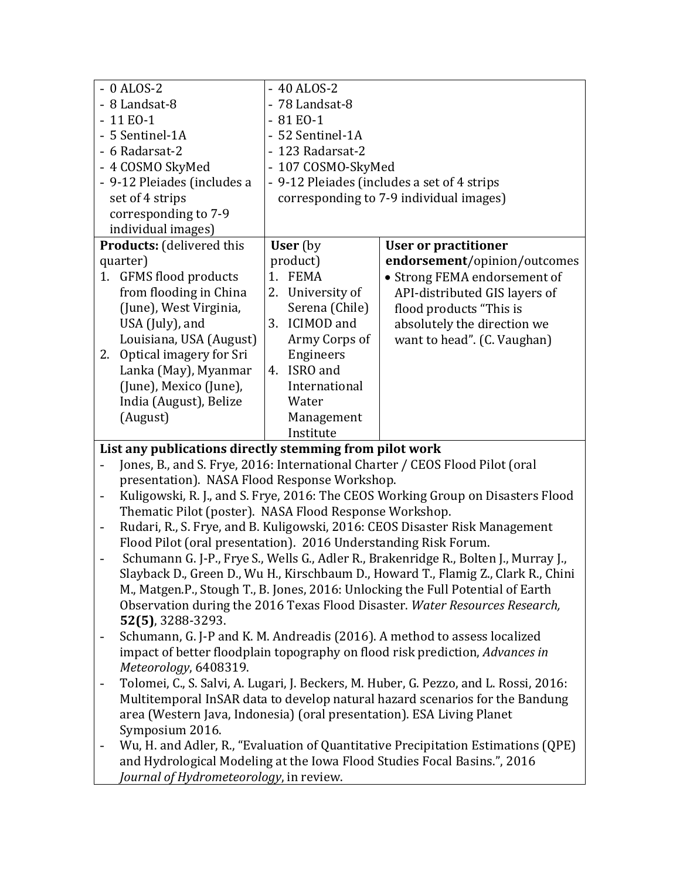| - 0 ALOS-2<br>- 8 Landsat-8<br>- 11 EO-1<br>- 5 Sentinel-1A<br>- 6 Radarsat-2<br>- 4 COSMO SkyMed<br>- 9-12 Pleiades (includes a set of 4 strips corresponding to 7-9 individual images) | - 40 ALOS-2<br>- 78 Landsat-8<br>- 81 EO-1<br>- 52 Sentinel-1A<br>- 123 Radarsat-2<br>- 107 COSMO-SkyMed<br>- 9-12 Pleiades (includes a set of 4 strips corresponding to 7-9 individual images) | |
|---|---|---|
| **Products:** (delivered this quarter)<br>1. GFMS flood products from flooding in China (June), West Virginia, USA (July), and Louisiana, USA (August)<br>2. Optical imagery for Sri Lanka (May), Myanmar (June), Mexico (June), India (August), Belize (August) | **User** (by product)<br>1. FEMA<br>2. University of Serena (Chile)<br>3. ICIMOD and Army Corps of Engineers<br>4. ISRO and International Water Management Institute | **User or practitioner endorsement**/opinion/outcomes<br>• Strong FEMA endorsement of API-distributed GIS layers of flood products "This is absolutely the direction we want to head". (C. Vaughan) |

**List any publications directly stemming from pilot work**

- Jones, B., and S. Frye, 2016: International Charter / CEOS Flood Pilot (oral presentation). NASA Flood Response Workshop.
- Kuligowski, R. J., and S. Frye, 2016: The CEOS Working Group on Disasters Flood Thematic Pilot (poster). NASA Flood Response Workshop.
- Rudari, R., S. Frye, and B. Kuligowski, 2016: CEOS Disaster Risk Management Flood Pilot (oral presentation). 2016 Understanding Risk Forum.
- Schumann G. J-P., Frye S., Wells G., Adler R., Brakenridge R., Bolten J., Murray J., Slayback D., Green D., Wu H., Kirschbaum D., Howard T., Flamig Z., Clark R., Chini M., Matgen.P., Stough T., B. Jones, 2016: Unlocking the Full Potential of Earth Observation during the 2016 Texas Flood Disaster. *Water Resources Research,* **52(5)**, 3288-3293.
- Schumann, G. J-P and K. M. Andreadis (2016). A method to assess localized impact of better floodplain topography on flood risk prediction, *Advances in Meteorology*, 6408319.
- Tolomei, C., S. Salvi, A. Lugari, J. Beckers, M. Huber, G. Pezzo, and L. Rossi, 2016: Multitemporal InSAR data to develop natural hazard scenarios for the Bandung area (Western Java, Indonesia) (oral presentation). ESA Living Planet Symposium 2016.
- Wu, H. and Adler, R., "Evaluation of Quantitative Precipitation Estimations (QPE) and Hydrological Modeling at the Iowa Flood Studies Focal Basins.", 2016 *Journal of Hydrometeorology*, in review.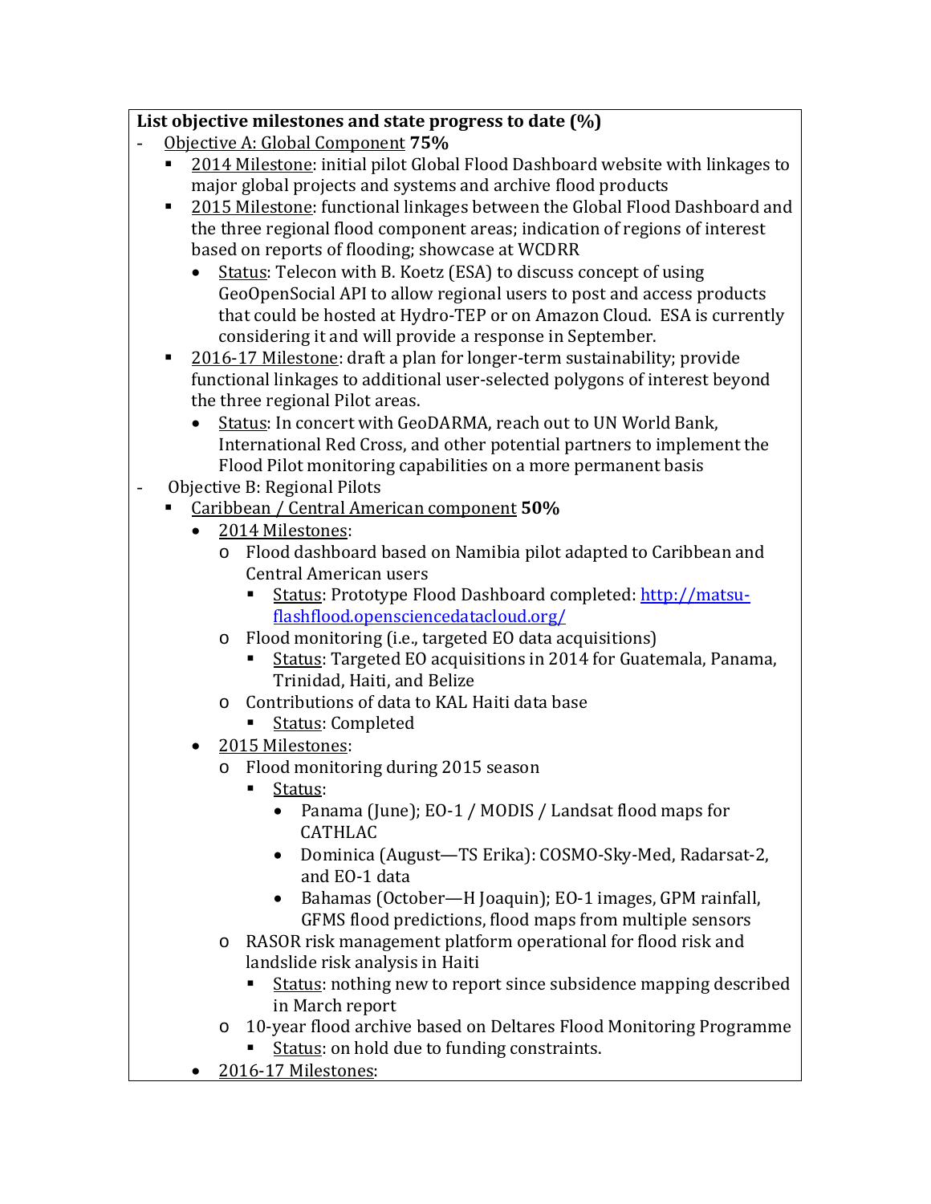**List objective milestones and state progress to date (%)**

- Objective A: Global Component **75%**
  - 2014 Milestone: initial pilot Global Flood Dashboard website with linkages to major global projects and systems and archive flood products
  - 2015 Milestone: functional linkages between the Global Flood Dashboard and the three regional flood component areas; indication of regions of interest based on reports of flooding; showcase at WCDRR
    - Status: Telecon with B. Koetz (ESA) to discuss concept of using GeoOpenSocial API to allow regional users to post and access products that could be hosted at Hydro-TEP or on Amazon Cloud. ESA is currently considering it and will provide a response in September.
  - 2016-17 Milestone: draft a plan for longer-term sustainability; provide functional linkages to additional user-selected polygons of interest beyond the three regional Pilot areas.
    - Status: In concert with GeoDARMA, reach out to UN World Bank, International Red Cross, and other potential partners to implement the Flood Pilot monitoring capabilities on a more permanent basis
- Objective B: Regional Pilots
  - Caribbean / Central American component **50%**
    - 2014 Milestones:
      - Flood dashboard based on Namibia pilot adapted to Caribbean and Central American users
        - Status: Prototype Flood Dashboard completed: [http://matsu-flashflood.opensciencedatacloud.org/](http://matsu-flashflood.opensciencedatacloud.org/)
      - Flood monitoring (i.e., targeted EO data acquisitions)
        - Status: Targeted EO acquisitions in 2014 for Guatemala, Panama, Trinidad, Haiti, and Belize
      - Contributions of data to KAL Haiti data base
        - Status: Completed
    - 2015 Milestones:
      - Flood monitoring during 2015 season
        - Status:
          - Panama (June); EO-1 / MODIS / Landsat flood maps for CATHLAC
          - Dominica (August—TS Erika): COSMO-Sky-Med, Radarsat-2, and EO-1 data
          - Bahamas (October—H Joaquin); EO-1 images, GPM rainfall, GFMS flood predictions, flood maps from multiple sensors
      - RASOR risk management platform operational for flood risk and landslide risk analysis in Haiti
        - Status: nothing new to report since subsidence mapping described in March report
      - 10-year flood archive based on Deltares Flood Monitoring Programme
        - Status: on hold due to funding constraints.
    - 2016-17 Milestones: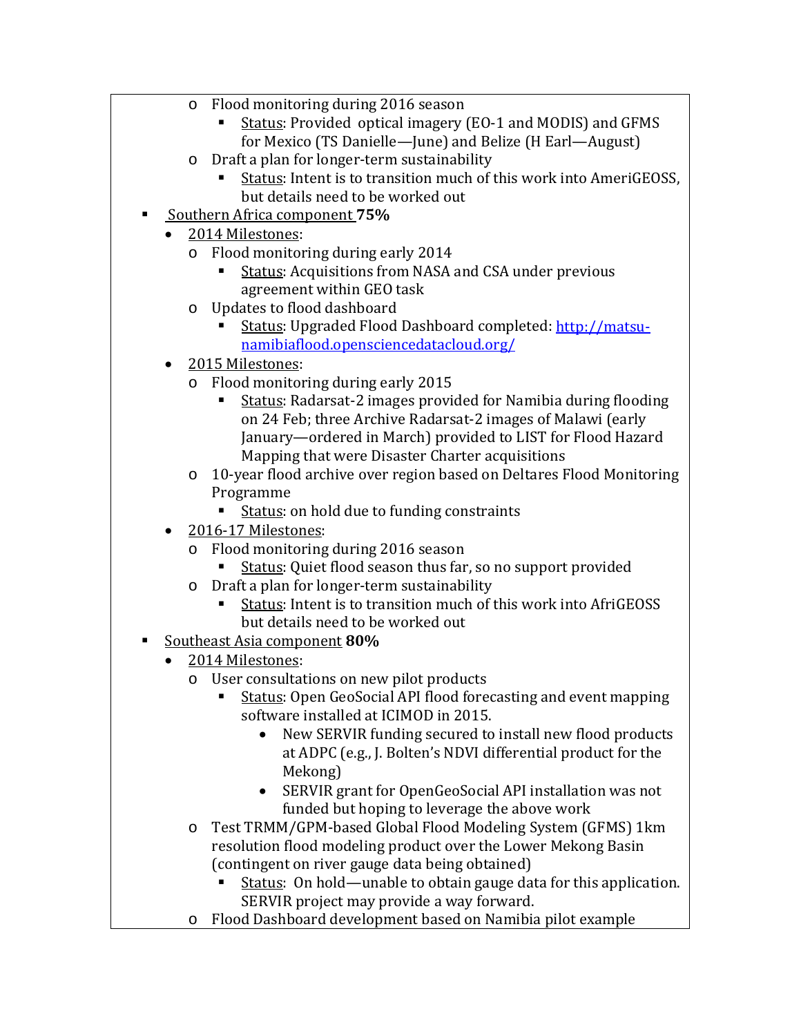- Flood monitoring during 2016 season
  - Status: Provided optical imagery (EO-1 and MODIS) and GFMS for Mexico (TS Danielle—June) and Belize (H Earl—August)
- Draft a plan for longer-term sustainability
  - Status: Intent is to transition much of this work into AmeriGEOSS, but details need to be worked out

- Southern Africa component **75%**
  - 2014 Milestones:
    - Flood monitoring during early 2014
      - Status: Acquisitions from NASA and CSA under previous agreement within GEO task
    - Updates to flood dashboard
      - Status: Upgraded Flood Dashboard completed: [http://matsu-namibiaflood.opensciencedatacloud.org/](http://matsu-namibiaflood.opensciencedatacloud.org/)
  - 2015 Milestones:
    - Flood monitoring during early 2015
      - Status: Radarsat-2 images provided for Namibia during flooding on 24 Feb; three Archive Radarsat-2 images of Malawi (early January—ordered in March) provided to LIST for Flood Hazard Mapping that were Disaster Charter acquisitions
    - 10-year flood archive over region based on Deltares Flood Monitoring Programme
      - Status: on hold due to funding constraints
  - 2016-17 Milestones:
    - Flood monitoring during 2016 season
      - Status: Quiet flood season thus far, so no support provided
    - Draft a plan for longer-term sustainability
      - Status: Intent is to transition much of this work into AfriGEOSS but details need to be worked out

- Southeast Asia component **80%**
  - 2014 Milestones:
    - User consultations on new pilot products
      - Status: Open GeoSocial API flood forecasting and event mapping software installed at ICIMOD in 2015.
        - New SERVIR funding secured to install new flood products at ADPC (e.g., J. Bolten's NDVI differential product for the Mekong)
        - SERVIR grant for OpenGeoSocial API installation was not funded but hoping to leverage the above work
    - Test TRMM/GPM-based Global Flood Modeling System (GFMS) 1km resolution flood modeling product over the Lower Mekong Basin (contingent on river gauge data being obtained)
      - Status: On hold—unable to obtain gauge data for this application. SERVIR project may provide a way forward.
    - Flood Dashboard development based on Namibia pilot example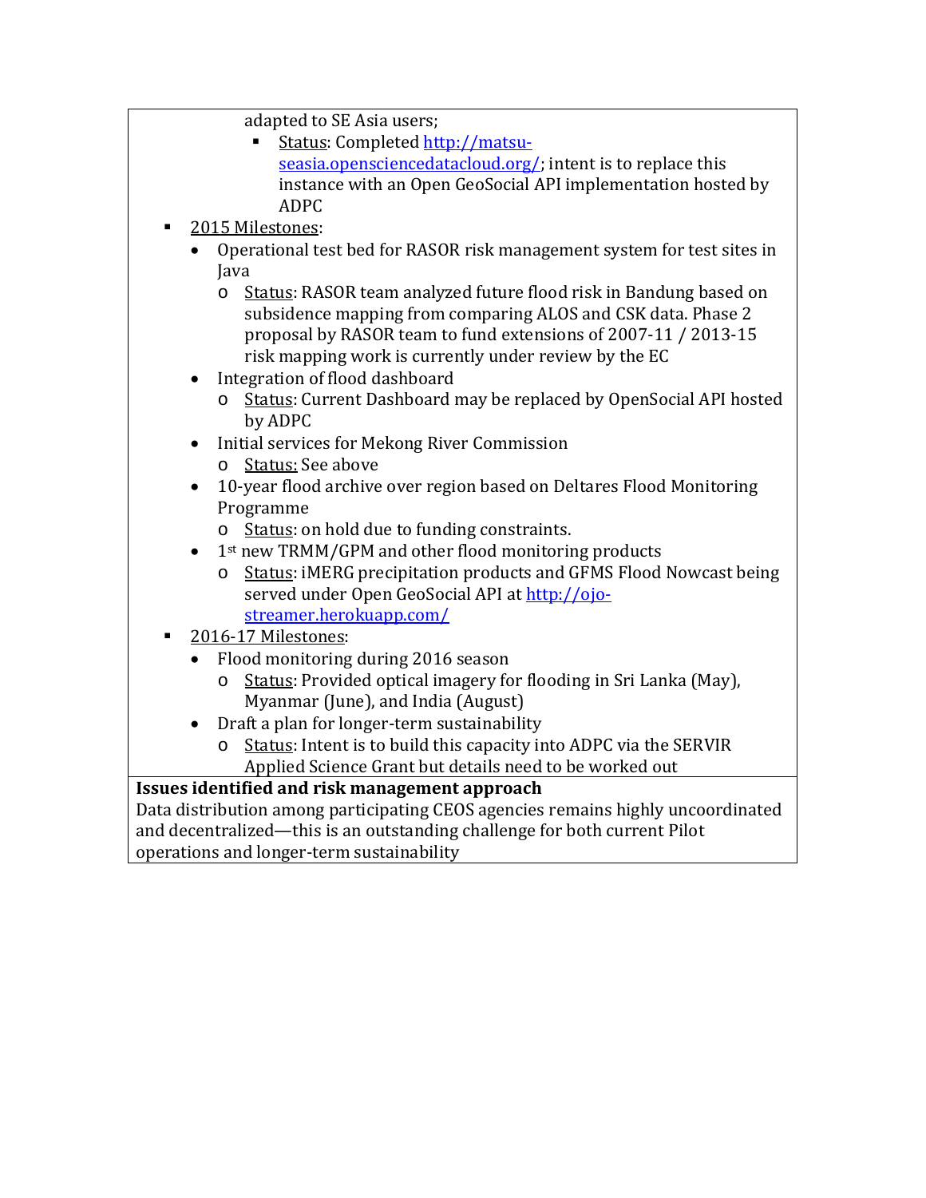adapted to SE Asia users;

- Status: Completed http://matsu-seasia.opensciencedatacloud.org/; intent is to replace this instance with an Open GeoSocial API implementation hosted by ADPC

- 2015 Milestones:
  - Operational test bed for RASOR risk management system for test sites in Java
    - Status: RASOR team analyzed future flood risk in Bandung based on subsidence mapping from comparing ALOS and CSK data. Phase 2 proposal by RASOR team to fund extensions of 2007-11 / 2013-15 risk mapping work is currently under review by the EC
  - Integration of flood dashboard
    - Status: Current Dashboard may be replaced by OpenSocial API hosted by ADPC
  - Initial services for Mekong River Commission
    - Status: See above
  - 10-year flood archive over region based on Deltares Flood Monitoring Programme
    - Status: on hold due to funding constraints.
  - 1st new TRMM/GPM and other flood monitoring products
    - Status: iMERG precipitation products and GFMS Flood Nowcast being served under Open GeoSocial API at http://ojo-streamer.herokuapp.com/
- 2016-17 Milestones:
  - Flood monitoring during 2016 season
    - Status: Provided optical imagery for flooding in Sri Lanka (May), Myanmar (June), and India (August)
  - Draft a plan for longer-term sustainability
    - Status: Intent is to build this capacity into ADPC via the SERVIR Applied Science Grant but details need to be worked out

**Issues identified and risk management approach**

Data distribution among participating CEOS agencies remains highly uncoordinated and decentralized—this is an outstanding challenge for both current Pilot operations and longer-term sustainability